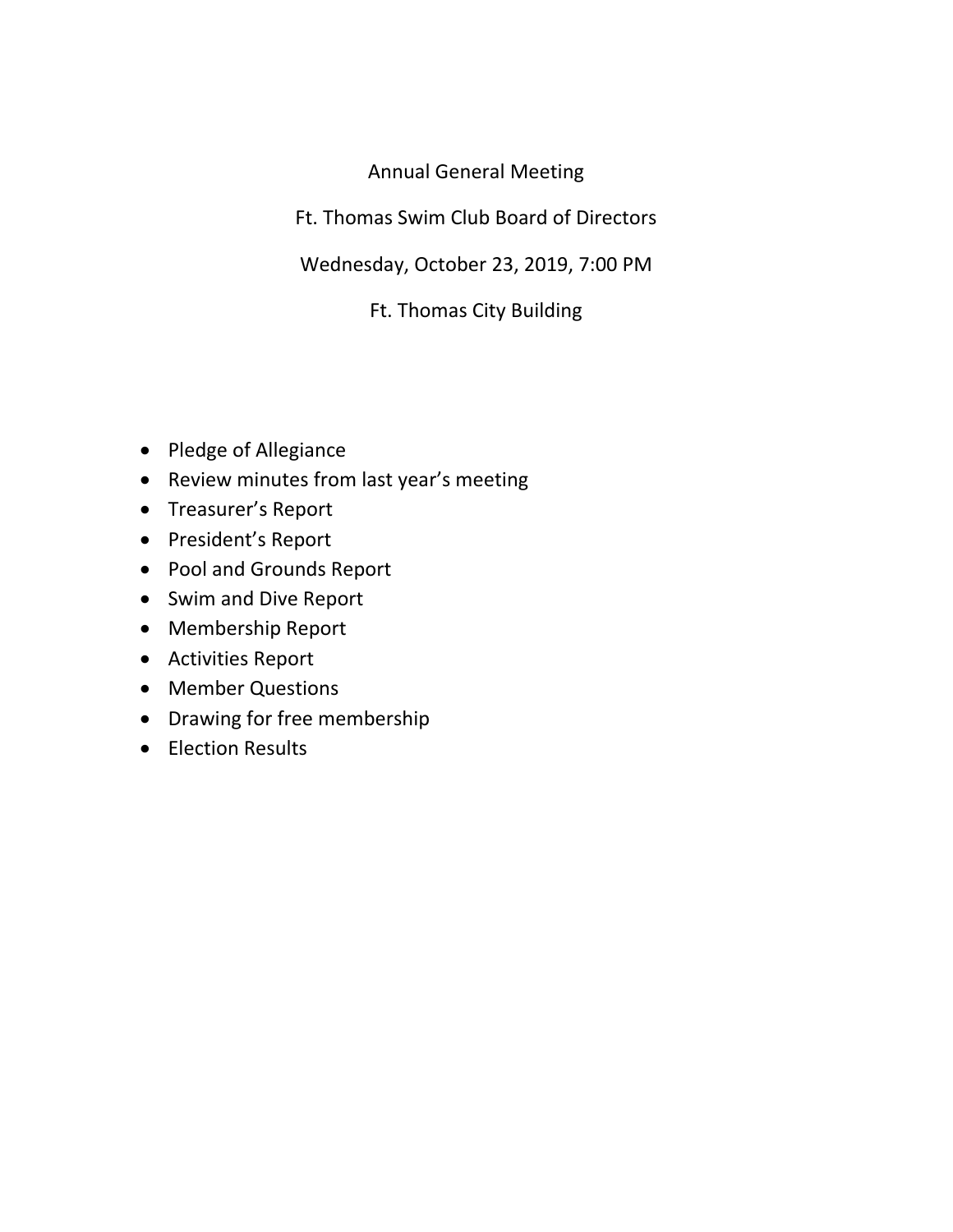# Annual General Meeting

## Ft. Thomas Swim Club Board of Directors

Wednesday, October 23, 2019, 7:00 PM

Ft. Thomas City Building

- Pledge of Allegiance
- Review minutes from last year's meeting
- Treasurer's Report
- President's Report
- Pool and Grounds Report
- Swim and Dive Report
- Membership Report
- Activities Report
- Member Questions
- Drawing for free membership
- Election Results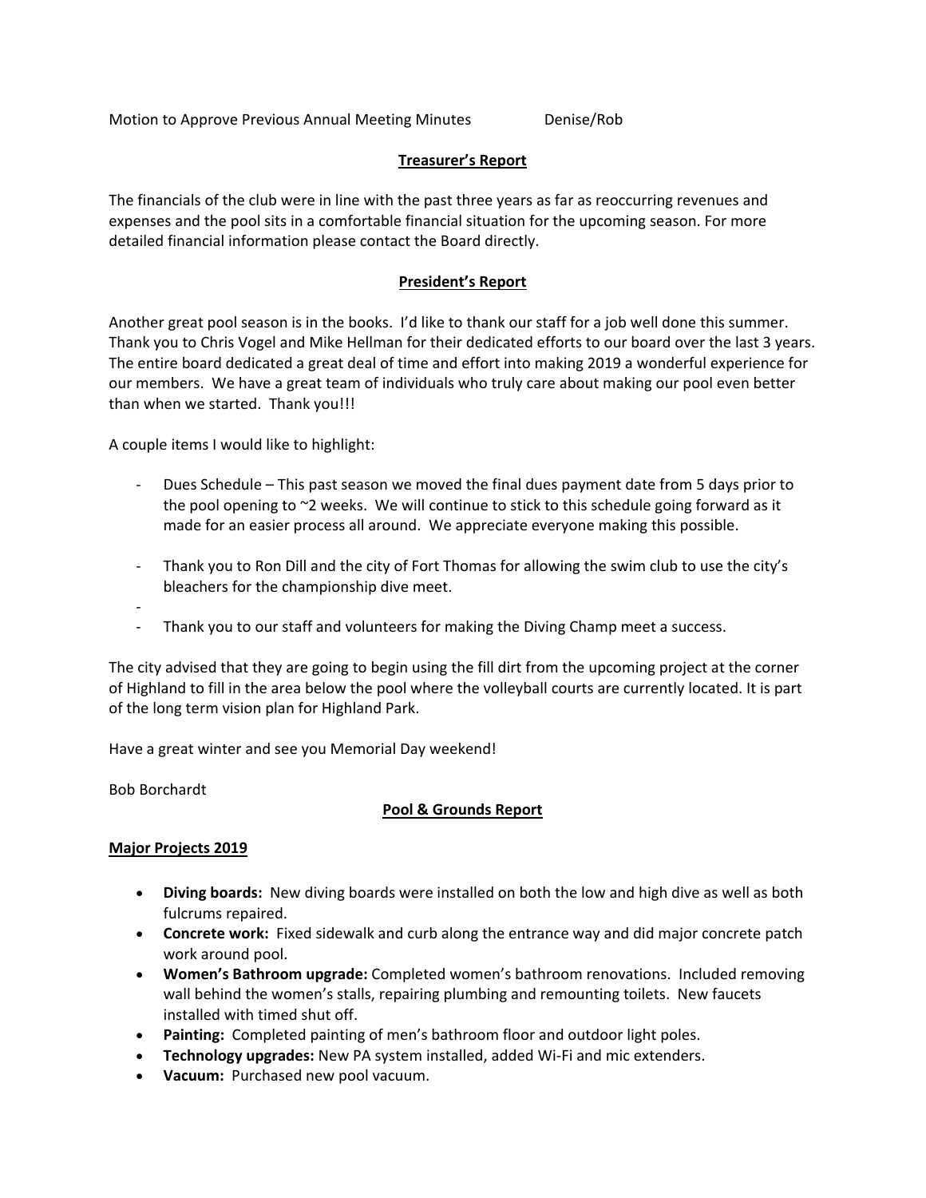Motion to Approve Previous Annual Meeting Minutes Denise/Rob

## Treasurer's Report

The financials of the club were in line with the past three years as far as reoccurring revenues and expenses and the pool sits in a comfortable financial situation for the upcoming season. For more detailed financial information please contact the Board directly.

## President's Report

Another great pool season is in the books. I'd like to thank our staff for a job well done this summer. Thank you to Chris Vogel and Mike Hellman for their dedicated efforts to our board over the last 3 years. The entire board dedicated a great deal of time and effort into making 2019 a wonderful experience for our members. We have a great team of individuals who truly care about making our pool even better than when we started. Thank you!!!

A couple items I would like to highlight:

- Dues Schedule – This past season we moved the final dues payment date from 5 days prior to the pool opening to ~2 weeks. We will continue to stick to this schedule going forward as it made for an easier process all around. We appreciate everyone making this possible.
- Thank you to Ron Dill and the city of Fort Thomas for allowing the swim club to use the city's bleachers for the championship dive meet.
-
- Thank you to our staff and volunteers for making the Diving Champ meet a success.

The city advised that they are going to begin using the fill dirt from the upcoming project at the corner of Highland to fill in the area below the pool where the volleyball courts are currently located. It is part of the long term vision plan for Highland Park.

Have a great winter and see you Memorial Day weekend!

Bob Borchardt

## Pool & Grounds Report

### Major Projects 2019

- **Diving boards:** New diving boards were installed on both the low and high dive as well as both fulcrums repaired.
- **Concrete work:** Fixed sidewalk and curb along the entrance way and did major concrete patch work around pool.
- **Women's Bathroom upgrade:** Completed women's bathroom renovations. Included removing wall behind the women's stalls, repairing plumbing and remounting toilets. New faucets installed with timed shut off.
- **Painting:** Completed painting of men's bathroom floor and outdoor light poles.
- **Technology upgrades:** New PA system installed, added Wi-Fi and mic extenders.
- **Vacuum:** Purchased new pool vacuum.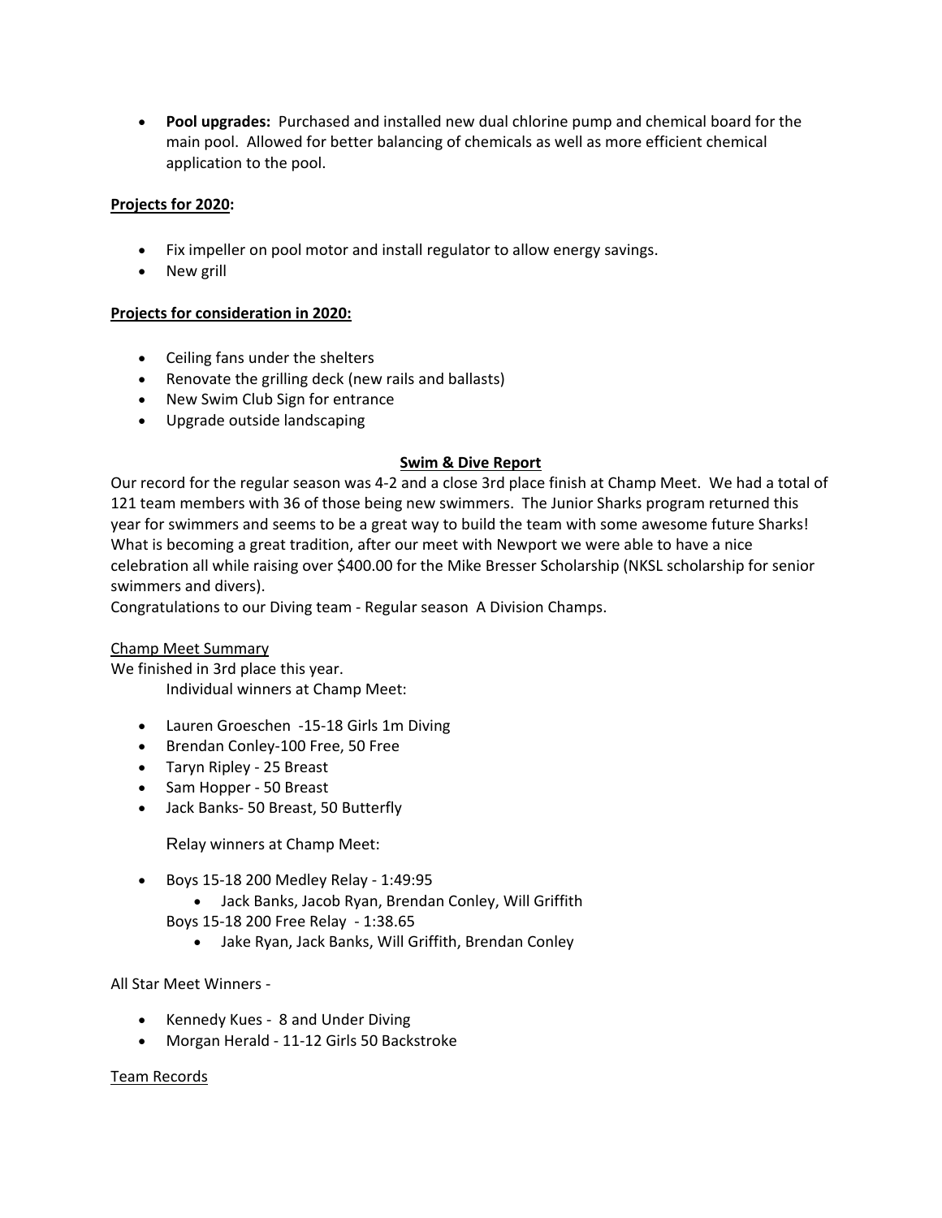- **Pool upgrades:** Purchased and installed new dual chlorine pump and chemical board for the main pool. Allowed for better balancing of chemicals as well as more efficient chemical application to the pool.

**Projects for 2020:**

- Fix impeller on pool motor and install regulator to allow energy savings.
- New grill

**Projects for consideration in 2020:**

- Ceiling fans under the shelters
- Renovate the grilling deck (new rails and ballasts)
- New Swim Club Sign for entrance
- Upgrade outside landscaping

## Swim & Dive Report

Our record for the regular season was 4-2 and a close 3rd place finish at Champ Meet. We had a total of 121 team members with 36 of those being new swimmers. The Junior Sharks program returned this year for swimmers and seems to be a great way to build the team with some awesome future Sharks! What is becoming a great tradition, after our meet with Newport we were able to have a nice celebration all while raising over $400.00 for the Mike Bresser Scholarship (NKSL scholarship for senior swimmers and divers).

Congratulations to our Diving team - Regular season A Division Champs.

Champ Meet Summary

We finished in 3rd place this year.

Individual winners at Champ Meet:

- Lauren Groeschen -15-18 Girls 1m Diving
- Brendan Conley-100 Free, 50 Free
- Taryn Ripley - 25 Breast
- Sam Hopper - 50 Breast
- Jack Banks- 50 Breast, 50 Butterfly

Relay winners at Champ Meet:

- Boys 15-18 200 Medley Relay - 1:49:95
  - Jack Banks, Jacob Ryan, Brendan Conley, Will Griffith

  Boys 15-18 200 Free Relay - 1:38.65
  - Jake Ryan, Jack Banks, Will Griffith, Brendan Conley

All Star Meet Winners -

- Kennedy Kues - 8 and Under Diving
- Morgan Herald - 11-12 Girls 50 Backstroke

Team Records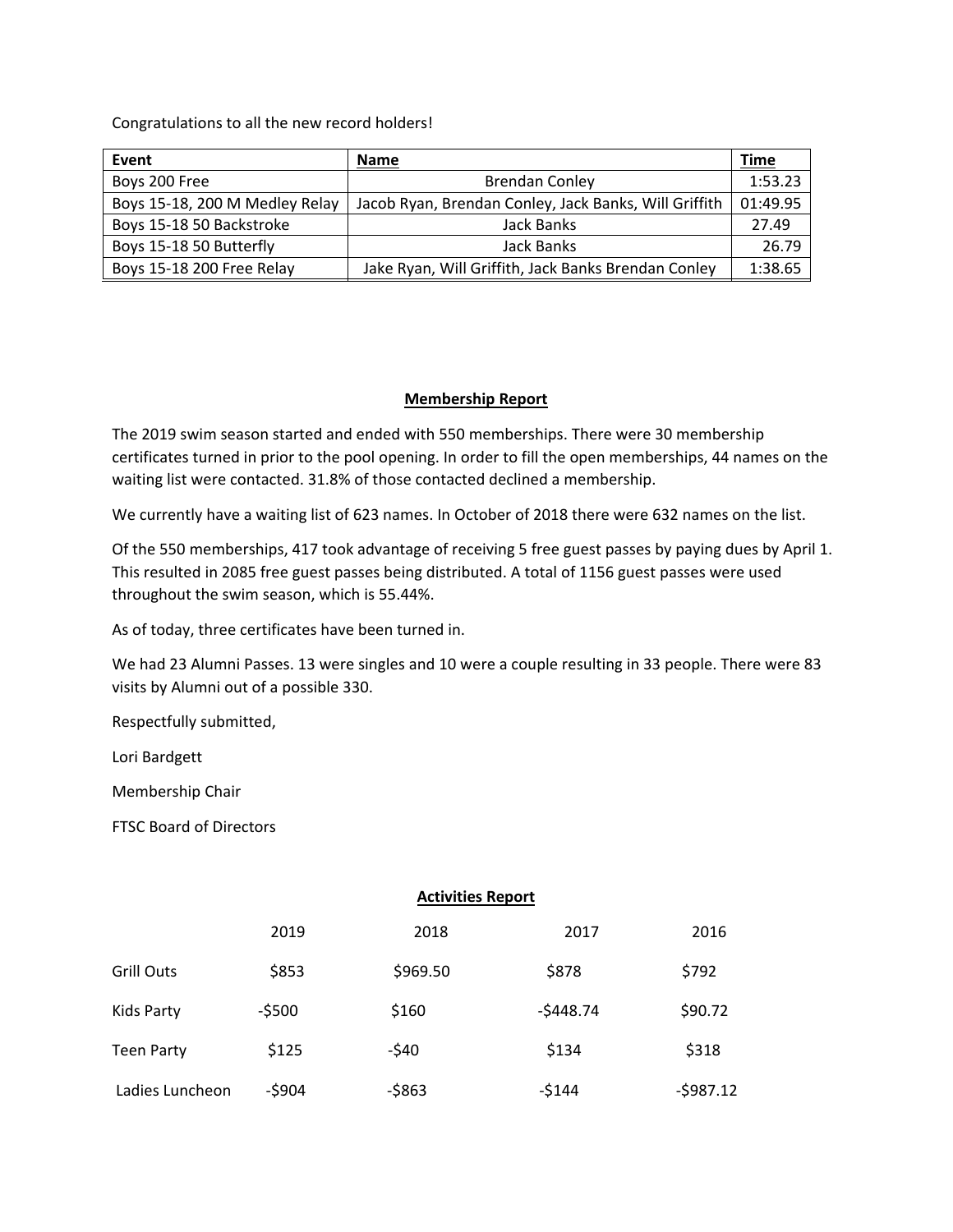Congratulations to all the new record holders!

| Event | Name | Time |
|---|---|---|
| Boys 200 Free | Brendan Conley | 1:53.23 |
| Boys 15-18, 200 M Medley Relay | Jacob Ryan, Brendan Conley, Jack Banks, Will Griffith | 01:49.95 |
| Boys 15-18 50 Backstroke | Jack Banks | 27.49 |
| Boys 15-18 50 Butterfly | Jack Banks | 26.79 |
| Boys 15-18 200 Free Relay | Jake Ryan, Will Griffith, Jack Banks Brendan Conley | 1:38.65 |

## Membership Report

The 2019 swim season started and ended with 550 memberships. There were 30 membership certificates turned in prior to the pool opening. In order to fill the open memberships, 44 names on the waiting list were contacted. 31.8% of those contacted declined a membership.

We currently have a waiting list of 623 names. In October of 2018 there were 632 names on the list.

Of the 550 memberships, 417 took advantage of receiving 5 free guest passes by paying dues by April 1. This resulted in 2085 free guest passes being distributed. A total of 1156 guest passes were used throughout the swim season, which is 55.44%.

As of today, three certificates have been turned in.

We had 23 Alumni Passes. 13 were singles and 10 were a couple resulting in 33 people. There were 83 visits by Alumni out of a possible 330.

Respectfully submitted,

Lori Bardgett

Membership Chair

FTSC Board of Directors

## Activities Report

| | 2019 | 2018 | 2017 | 2016 |
|---|---|---|---|---|
| Grill Outs | $853 | $969.50 | $878 | $792 |
| Kids Party | -$500 | $160 | -$448.74 | $90.72 |
| Teen Party | $125 | -$40 | $134 | $318 |
| Ladies Luncheon | -$904 | -$863 | -$144 | -$987.12 |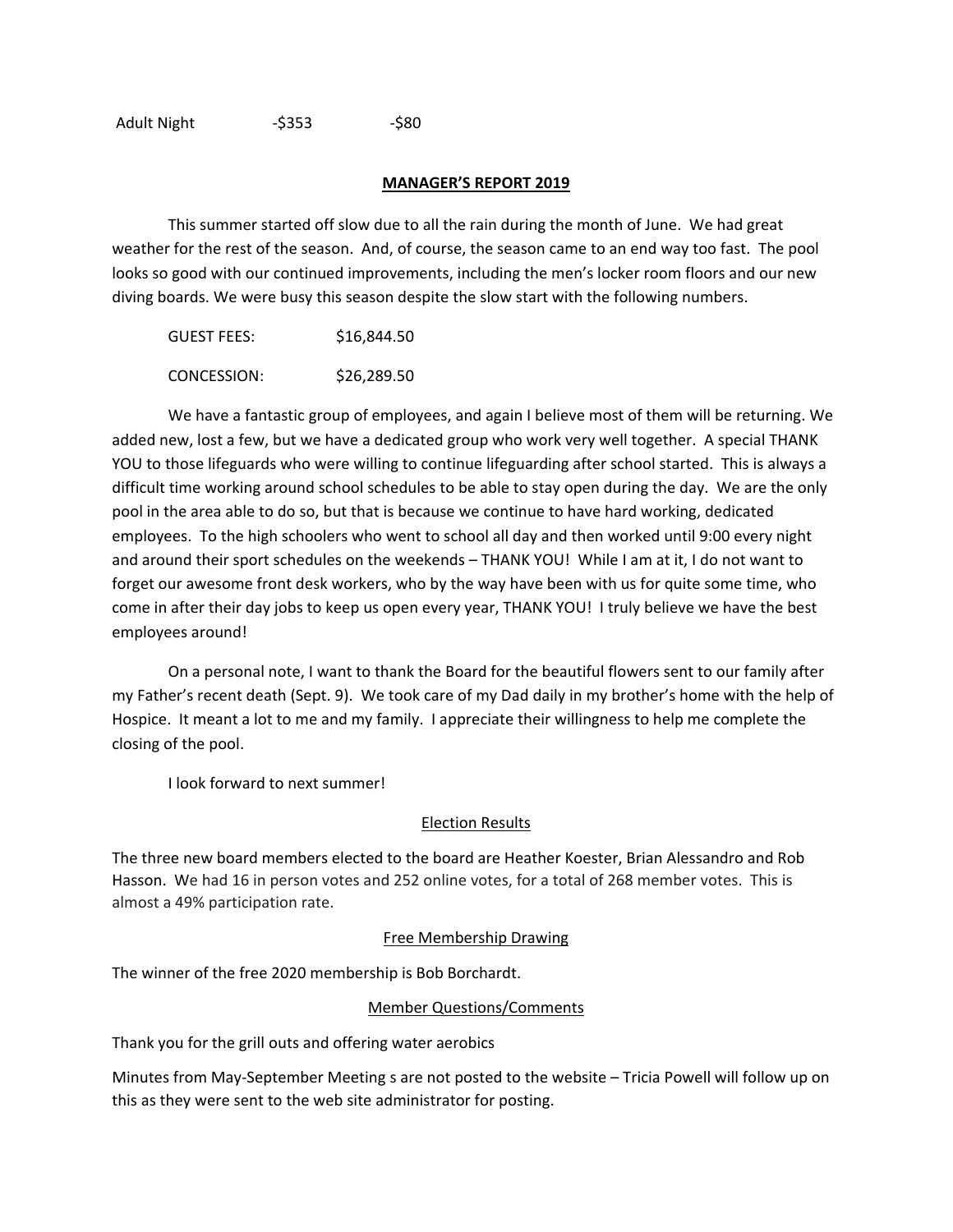| Adult Night | -$353 | -$80 |
|---|---|---|

## MANAGER'S REPORT 2019

This summer started off slow due to all the rain during the month of June. We had great weather for the rest of the season. And, of course, the season came to an end way too fast. The pool looks so good with our continued improvements, including the men's locker room floors and our new diving boards. We were busy this season despite the slow start with the following numbers.

| GUEST FEES: | $16,844.50 |
|---|---|
| CONCESSION: | $26,289.50 |

We have a fantastic group of employees, and again I believe most of them will be returning. We added new, lost a few, but we have a dedicated group who work very well together. A special THANK YOU to those lifeguards who were willing to continue lifeguarding after school started. This is always a difficult time working around school schedules to be able to stay open during the day. We are the only pool in the area able to do so, but that is because we continue to have hard working, dedicated employees. To the high schoolers who went to school all day and then worked until 9:00 every night and around their sport schedules on the weekends – THANK YOU! While I am at it, I do not want to forget our awesome front desk workers, who by the way have been with us for quite some time, who come in after their day jobs to keep us open every year, THANK YOU! I truly believe we have the best employees around!

On a personal note, I want to thank the Board for the beautiful flowers sent to our family after my Father's recent death (Sept. 9). We took care of my Dad daily in my brother's home with the help of Hospice. It meant a lot to me and my family. I appreciate their willingness to help me complete the closing of the pool.

I look forward to next summer!

### Election Results

The three new board members elected to the board are Heather Koester, Brian Alessandro and Rob Hasson. We had 16 in person votes and 252 online votes, for a total of 268 member votes. This is almost a 49% participation rate.

### Free Membership Drawing

The winner of the free 2020 membership is Bob Borchardt.

### Member Questions/Comments

Thank you for the grill outs and offering water aerobics

Minutes from May-September Meeting s are not posted to the website – Tricia Powell will follow up on this as they were sent to the web site administrator for posting.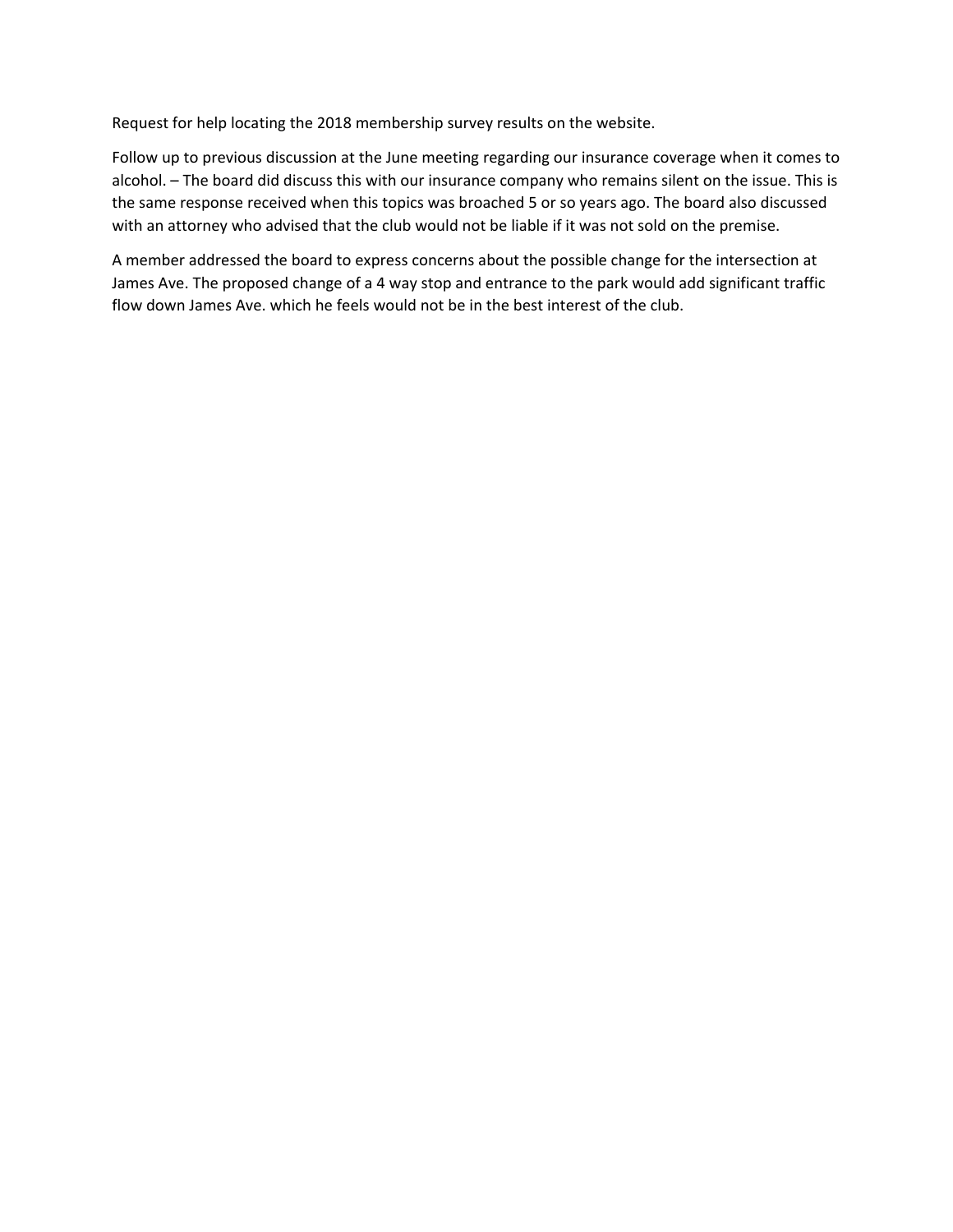Request for help locating the 2018 membership survey results on the website.

Follow up to previous discussion at the June meeting regarding our insurance coverage when it comes to alcohol. – The board did discuss this with our insurance company who remains silent on the issue. This is the same response received when this topics was broached 5 or so years ago. The board also discussed with an attorney who advised that the club would not be liable if it was not sold on the premise.

A member addressed the board to express concerns about the possible change for the intersection at James Ave. The proposed change of a 4 way stop and entrance to the park would add significant traffic flow down James Ave. which he feels would not be in the best interest of the club.